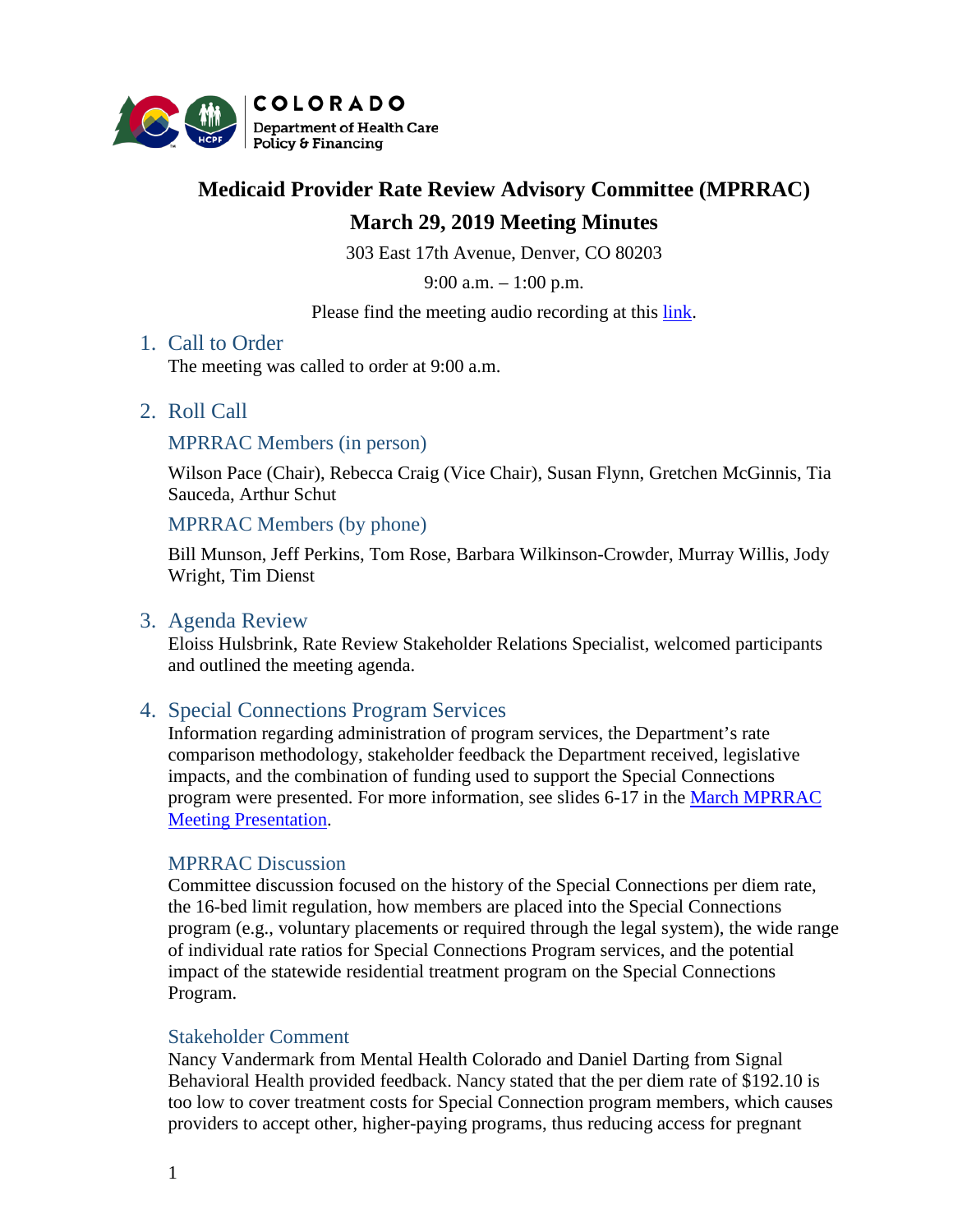# Medicaid Provider Rate Review Advisory Committee (MPRRAC)

## March 29, 2019 Meeting Minutes

303 East 17th Avenue, Denver, CO 80203

9:00 a.m. – 1:00 p.m.

Please find the meeting audio recording at this link.

## 1. Call to Order

The meeting was called to order at 9:00 a.m.

## 2. Roll Call

### MPRRAC Members (in person)

Wilson Pace (Chair), Rebecca Craig (Vice Chair), Susan Flynn, Gretchen McGinnis, Tia Sauceda, Arthur Schut

### MPRRAC Members (by phone)

Bill Munson, Jeff Perkins, Tom Rose, Barbara Wilkinson-Crowder, Murray Willis, Jody Wright, Tim Dienst

## 3. Agenda Review

Eloiss Hulsbrink, Rate Review Stakeholder Relations Specialist, welcomed participants and outlined the meeting agenda.

## 4. Special Connections Program Services

Information regarding administration of program services, the Department's rate comparison methodology, stakeholder feedback the Department received, legislative impacts, and the combination of funding used to support the Special Connections program were presented. For more information, see slides 6-17 in the March MPRRAC Meeting Presentation.

### MPRRAC Discussion

Committee discussion focused on the history of the Special Connections per diem rate, the 16-bed limit regulation, how members are placed into the Special Connections program (e.g., voluntary placements or required through the legal system), the wide range of individual rate ratios for Special Connections Program services, and the potential impact of the statewide residential treatment program on the Special Connections Program.

### Stakeholder Comment

Nancy Vandermark from Mental Health Colorado and Daniel Darting from Signal Behavioral Health provided feedback. Nancy stated that the per diem rate of $192.10 is too low to cover treatment costs for Special Connection program members, which causes providers to accept other, higher-paying programs, thus reducing access for pregnant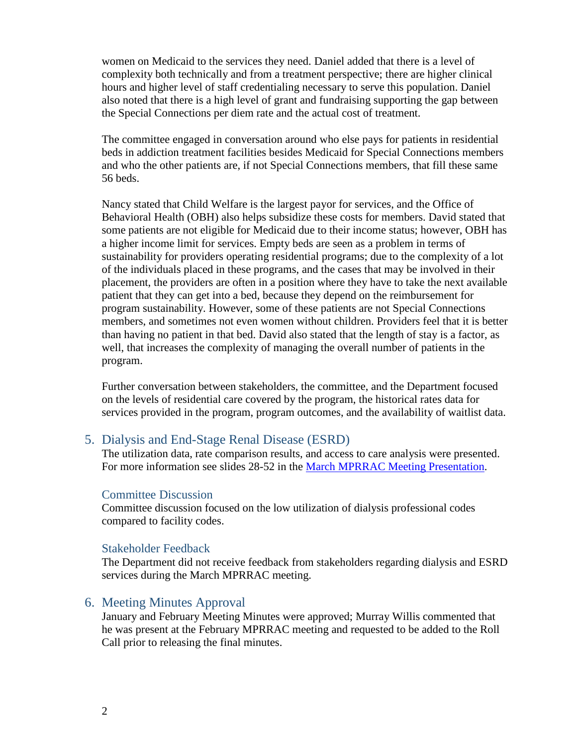women on Medicaid to the services they need. Daniel added that there is a level of complexity both technically and from a treatment perspective; there are higher clinical hours and higher level of staff credentialing necessary to serve this population. Daniel also noted that there is a high level of grant and fundraising supporting the gap between the Special Connections per diem rate and the actual cost of treatment.

The committee engaged in conversation around who else pays for patients in residential beds in addiction treatment facilities besides Medicaid for Special Connections members and who the other patients are, if not Special Connections members, that fill these same 56 beds.

Nancy stated that Child Welfare is the largest payor for services, and the Office of Behavioral Health (OBH) also helps subsidize these costs for members. David stated that some patients are not eligible for Medicaid due to their income status; however, OBH has a higher income limit for services. Empty beds are seen as a problem in terms of sustainability for providers operating residential programs; due to the complexity of a lot of the individuals placed in these programs, and the cases that may be involved in their placement, the providers are often in a position where they have to take the next available patient that they can get into a bed, because they depend on the reimbursement for program sustainability. However, some of these patients are not Special Connections members, and sometimes not even women without children. Providers feel that it is better than having no patient in that bed. David also stated that the length of stay is a factor, as well, that increases the complexity of managing the overall number of patients in the program.

Further conversation between stakeholders, the committee, and the Department focused on the levels of residential care covered by the program, the historical rates data for services provided in the program, program outcomes, and the availability of waitlist data.

## 5. Dialysis and End-Stage Renal Disease (ESRD)

The utilization data, rate comparison results, and access to care analysis were presented. For more information see slides 28-52 in the [March MPRRAC Meeting Presentation](#).

### Committee Discussion

Committee discussion focused on the low utilization of dialysis professional codes compared to facility codes.

### Stakeholder Feedback

The Department did not receive feedback from stakeholders regarding dialysis and ESRD services during the March MPRRAC meeting.

## 6. Meeting Minutes Approval

January and February Meeting Minutes were approved; Murray Willis commented that he was present at the February MPRRAC meeting and requested to be added to the Roll Call prior to releasing the final minutes.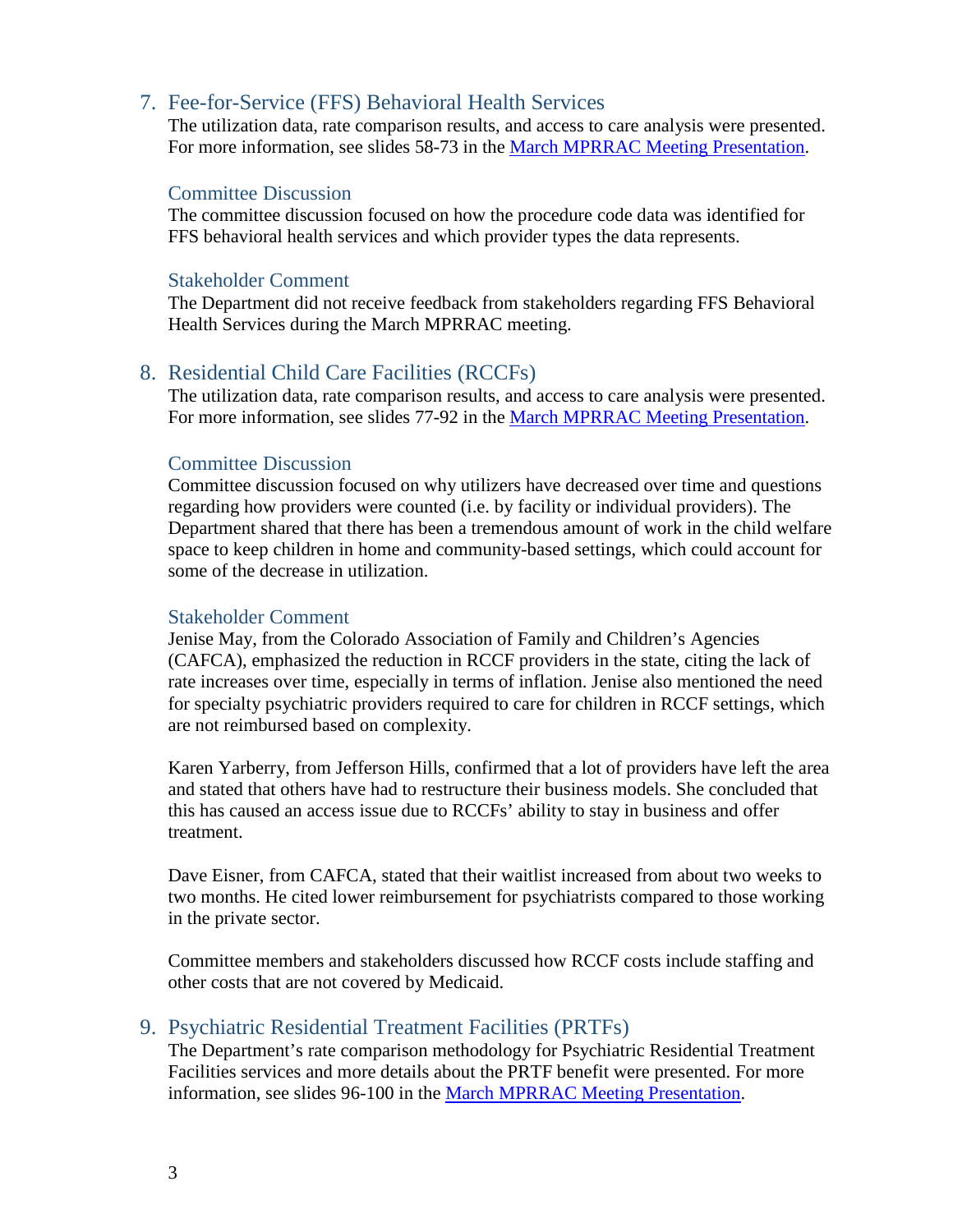## 7. Fee-for-Service (FFS) Behavioral Health Services

The utilization data, rate comparison results, and access to care analysis were presented. For more information, see slides 58-73 in the [March MPRRAC Meeting Presentation]().

### Committee Discussion

The committee discussion focused on how the procedure code data was identified for FFS behavioral health services and which provider types the data represents.

### Stakeholder Comment

The Department did not receive feedback from stakeholders regarding FFS Behavioral Health Services during the March MPRRAC meeting.

## 8. Residential Child Care Facilities (RCCFs)

The utilization data, rate comparison results, and access to care analysis were presented. For more information, see slides 77-92 in the [March MPRRAC Meeting Presentation]().

### Committee Discussion

Committee discussion focused on why utilizers have decreased over time and questions regarding how providers were counted (i.e. by facility or individual providers). The Department shared that there has been a tremendous amount of work in the child welfare space to keep children in home and community-based settings, which could account for some of the decrease in utilization.

### Stakeholder Comment

Jenise May, from the Colorado Association of Family and Children's Agencies (CAFCA), emphasized the reduction in RCCF providers in the state, citing the lack of rate increases over time, especially in terms of inflation. Jenise also mentioned the need for specialty psychiatric providers required to care for children in RCCF settings, which are not reimbursed based on complexity.

Karen Yarberry, from Jefferson Hills, confirmed that a lot of providers have left the area and stated that others have had to restructure their business models. She concluded that this has caused an access issue due to RCCFs' ability to stay in business and offer treatment.

Dave Eisner, from CAFCA, stated that their waitlist increased from about two weeks to two months. He cited lower reimbursement for psychiatrists compared to those working in the private sector.

Committee members and stakeholders discussed how RCCF costs include staffing and other costs that are not covered by Medicaid.

## 9. Psychiatric Residential Treatment Facilities (PRTFs)

The Department's rate comparison methodology for Psychiatric Residential Treatment Facilities services and more details about the PRTF benefit were presented. For more information, see slides 96-100 in the [March MPRRAC Meeting Presentation]().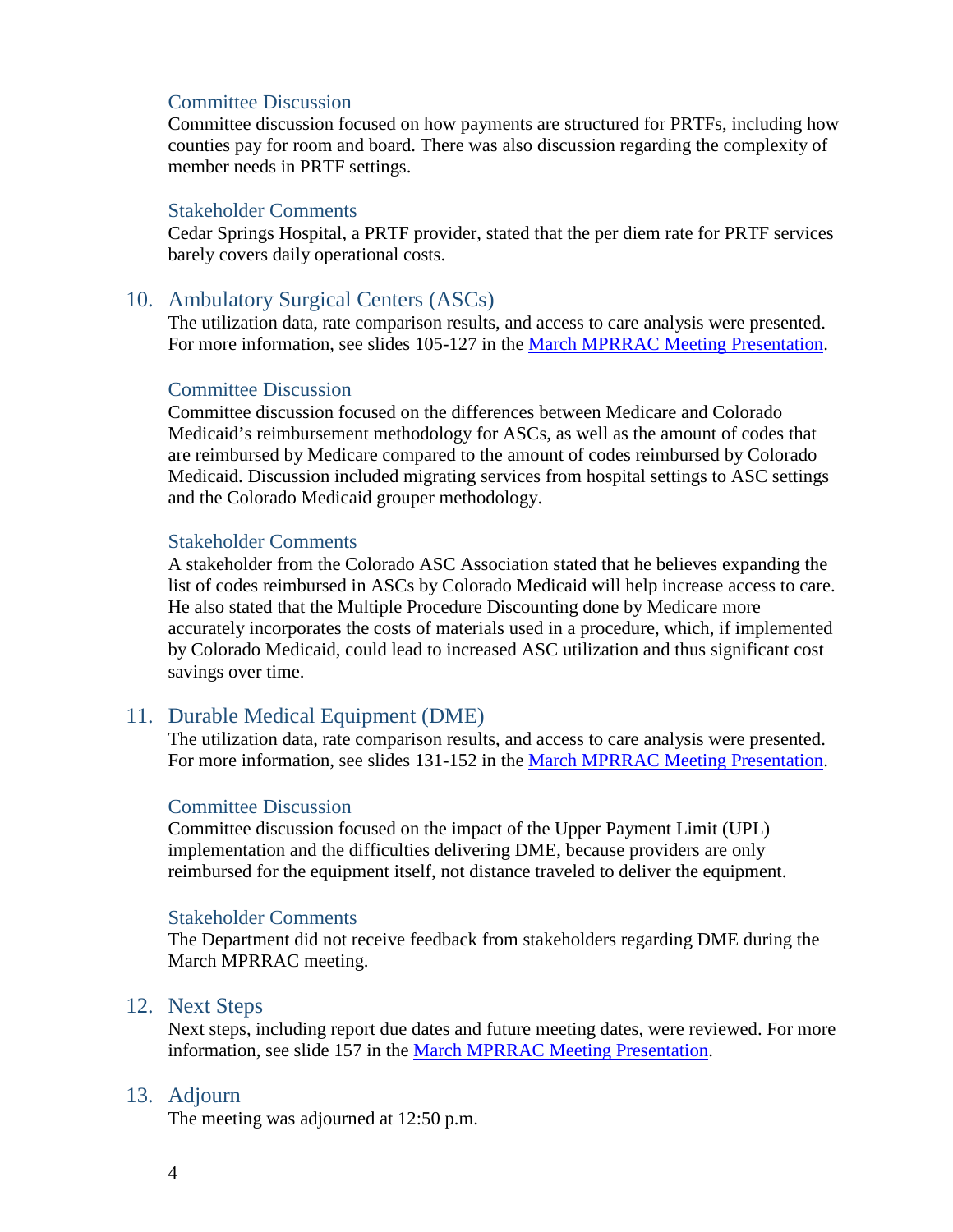### Committee Discussion

Committee discussion focused on how payments are structured for PRTFs, including how counties pay for room and board. There was also discussion regarding the complexity of member needs in PRTF settings.

### Stakeholder Comments

Cedar Springs Hospital, a PRTF provider, stated that the per diem rate for PRTF services barely covers daily operational costs.

## 10. Ambulatory Surgical Centers (ASCs)

The utilization data, rate comparison results, and access to care analysis were presented. For more information, see slides 105-127 in the March MPRRAC Meeting Presentation.

### Committee Discussion

Committee discussion focused on the differences between Medicare and Colorado Medicaid's reimbursement methodology for ASCs, as well as the amount of codes that are reimbursed by Medicare compared to the amount of codes reimbursed by Colorado Medicaid. Discussion included migrating services from hospital settings to ASC settings and the Colorado Medicaid grouper methodology.

### Stakeholder Comments

A stakeholder from the Colorado ASC Association stated that he believes expanding the list of codes reimbursed in ASCs by Colorado Medicaid will help increase access to care. He also stated that the Multiple Procedure Discounting done by Medicare more accurately incorporates the costs of materials used in a procedure, which, if implemented by Colorado Medicaid, could lead to increased ASC utilization and thus significant cost savings over time.

## 11. Durable Medical Equipment (DME)

The utilization data, rate comparison results, and access to care analysis were presented. For more information, see slides 131-152 in the March MPRRAC Meeting Presentation.

### Committee Discussion

Committee discussion focused on the impact of the Upper Payment Limit (UPL) implementation and the difficulties delivering DME, because providers are only reimbursed for the equipment itself, not distance traveled to deliver the equipment.

### Stakeholder Comments

The Department did not receive feedback from stakeholders regarding DME during the March MPRRAC meeting.

## 12. Next Steps

Next steps, including report due dates and future meeting dates, were reviewed. For more information, see slide 157 in the March MPRRAC Meeting Presentation.

## 13. Adjourn

The meeting was adjourned at 12:50 p.m.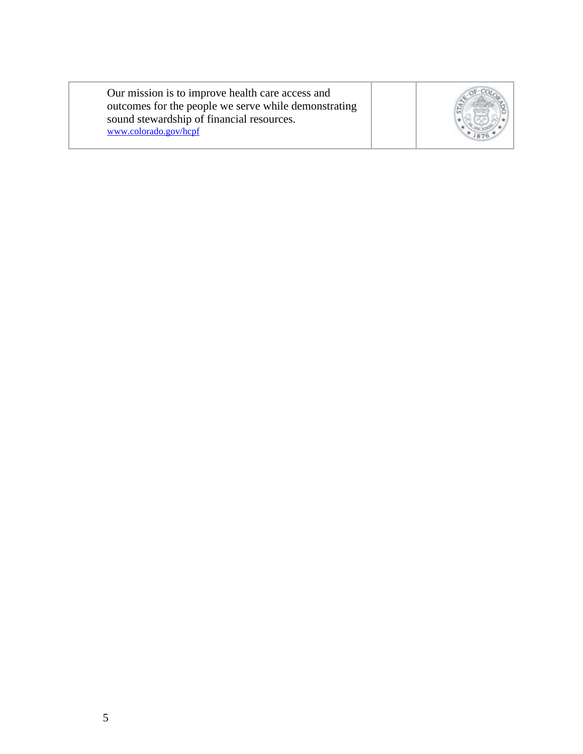| | | |
|---|---|---|
| Our mission is to improve health care access and outcomes for the people we serve while demonstrating sound stewardship of financial resources. [www.colorado.gov/hcpf](http://www.colorado.gov/hcpf) | | |